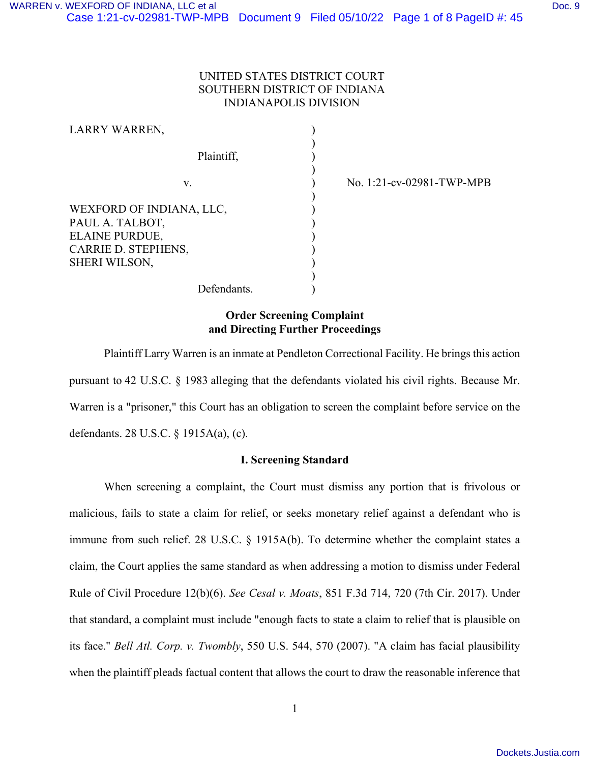UNITED STATES DISTRICT COURT
SOUTHERN DISTRICT OF INDIANA
INDIANAPOLIS DIVISION

LARRY WARREN,

Plaintiff,

v.

WEXFORD OF INDIANA, LLC,
PAUL A. TALBOT,
ELAINE PURDUE,
CARRIE D. STEPHENS,
SHERI WILSON,

Defendants.

No. 1:21-cv-02981-TWP-MPB

**Order Screening Complaint and Directing Further Proceedings**

Plaintiff Larry Warren is an inmate at Pendleton Correctional Facility. He brings this action pursuant to 42 U.S.C. § 1983 alleging that the defendants violated his civil rights. Because Mr. Warren is a "prisoner," this Court has an obligation to screen the complaint before service on the defendants. 28 U.S.C. § 1915A(a), (c).

**I. Screening Standard**

When screening a complaint, the Court must dismiss any portion that is frivolous or malicious, fails to state a claim for relief, or seeks monetary relief against a defendant who is immune from such relief. 28 U.S.C. § 1915A(b). To determine whether the complaint states a claim, the Court applies the same standard as when addressing a motion to dismiss under Federal Rule of Civil Procedure 12(b)(6). *See Cesal v. Moats*, 851 F.3d 714, 720 (7th Cir. 2017). Under that standard, a complaint must include "enough facts to state a claim to relief that is plausible on its face." *Bell Atl. Corp. v. Twombly*, 550 U.S. 544, 570 (2007). "A claim has facial plausibility when the plaintiff pleads factual content that allows the court to draw the reasonable inference that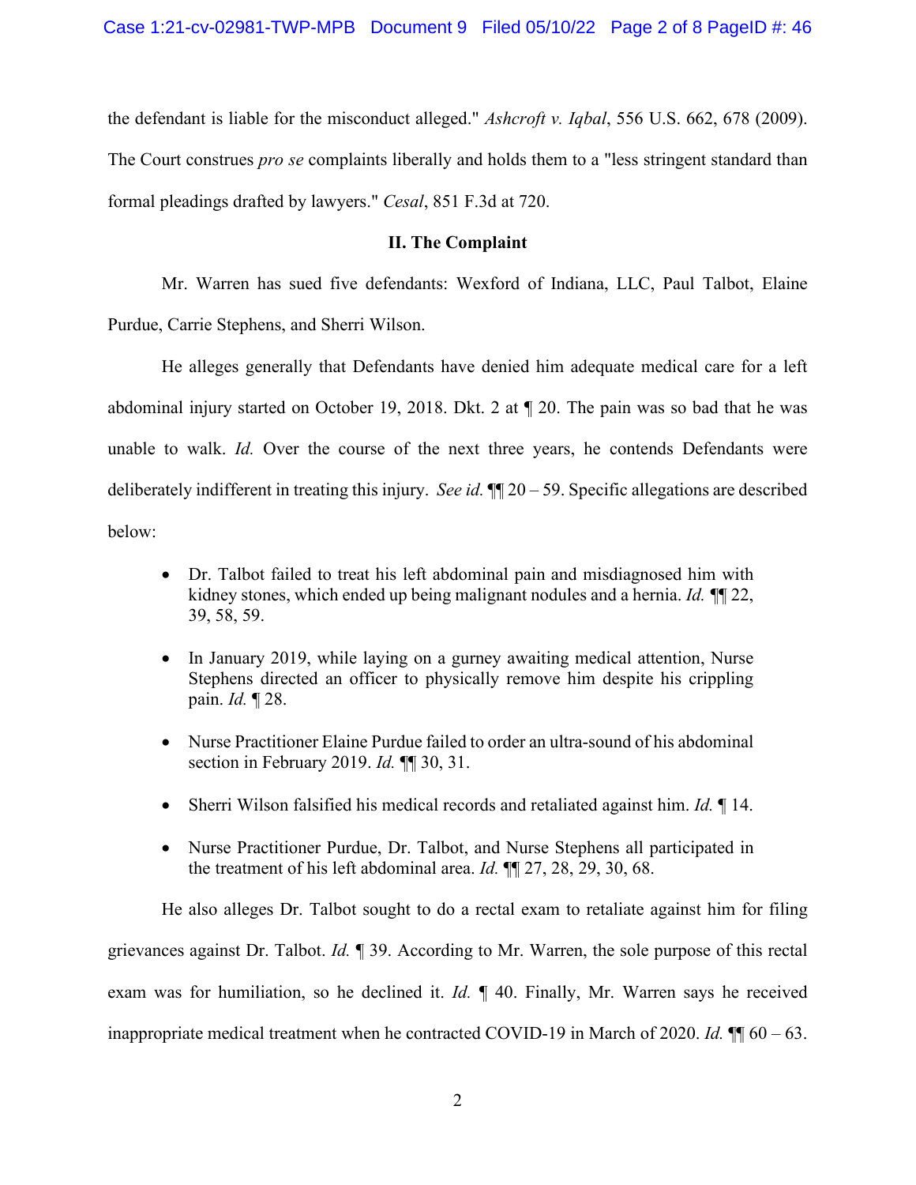the defendant is liable for the misconduct alleged." *Ashcroft v. Iqbal*, 556 U.S. 662, 678 (2009). The Court construes *pro se* complaints liberally and holds them to a "less stringent standard than formal pleadings drafted by lawyers." *Cesal*, 851 F.3d at 720.

## II. The Complaint

Mr. Warren has sued five defendants: Wexford of Indiana, LLC, Paul Talbot, Elaine Purdue, Carrie Stephens, and Sherri Wilson.

He alleges generally that Defendants have denied him adequate medical care for a left abdominal injury started on October 19, 2018. Dkt. 2 at ¶ 20. The pain was so bad that he was unable to walk. *Id.* Over the course of the next three years, he contends Defendants were deliberately indifferent in treating this injury. *See id.* ¶¶ 20 – 59. Specific allegations are described below:

- Dr. Talbot failed to treat his left abdominal pain and misdiagnosed him with kidney stones, which ended up being malignant nodules and a hernia. *Id.* ¶¶ 22, 39, 58, 59.
- In January 2019, while laying on a gurney awaiting medical attention, Nurse Stephens directed an officer to physically remove him despite his crippling pain. *Id.* ¶ 28.
- Nurse Practitioner Elaine Purdue failed to order an ultra-sound of his abdominal section in February 2019. *Id.* ¶¶ 30, 31.
- Sherri Wilson falsified his medical records and retaliated against him. *Id.* ¶ 14.
- Nurse Practitioner Purdue, Dr. Talbot, and Nurse Stephens all participated in the treatment of his left abdominal area. *Id.* ¶¶ 27, 28, 29, 30, 68.

He also alleges Dr. Talbot sought to do a rectal exam to retaliate against him for filing grievances against Dr. Talbot. *Id.* ¶ 39. According to Mr. Warren, the sole purpose of this rectal exam was for humiliation, so he declined it. *Id.* ¶ 40. Finally, Mr. Warren says he received inappropriate medical treatment when he contracted COVID-19 in March of 2020. *Id.* ¶¶ 60 – 63.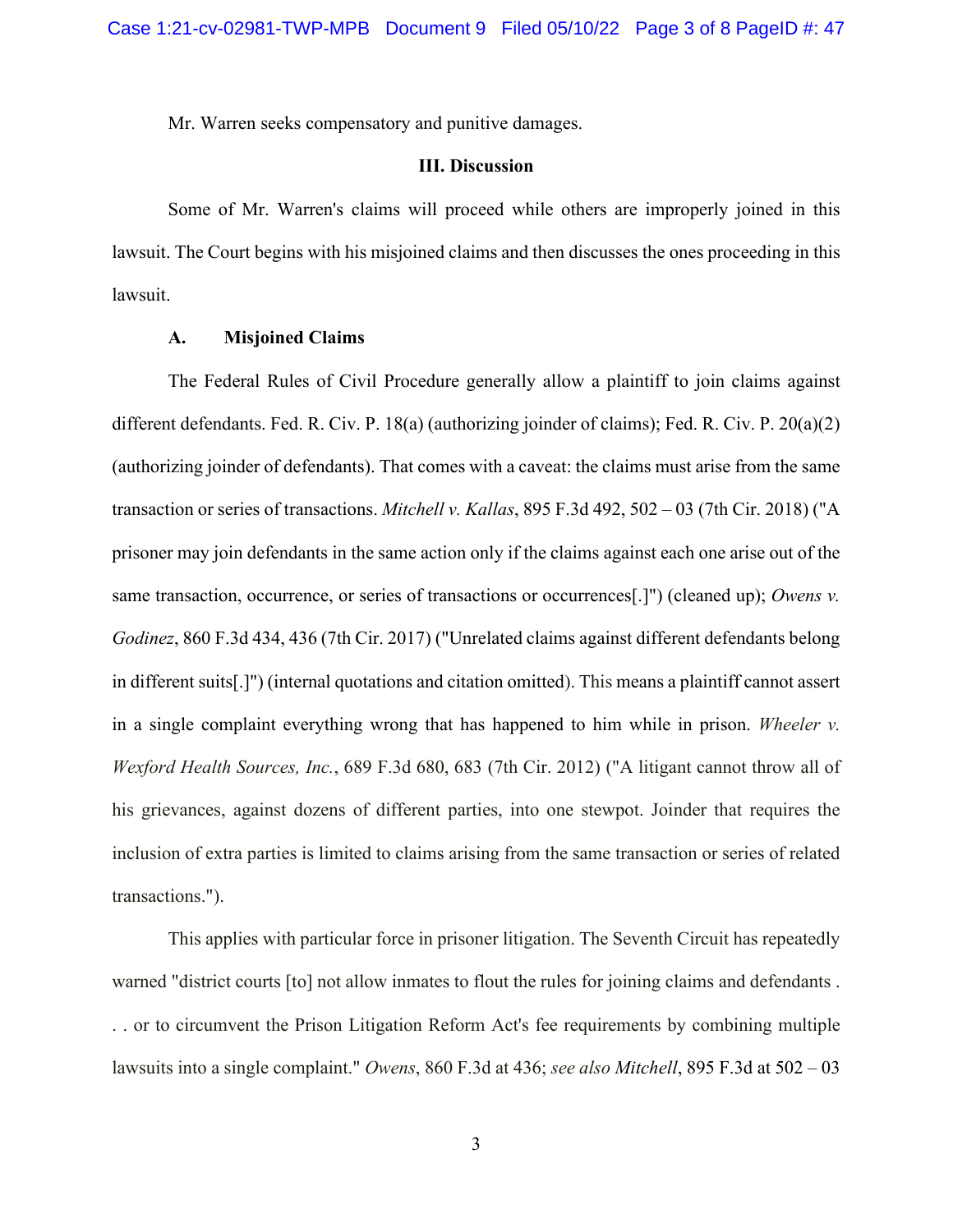Mr. Warren seeks compensatory and punitive damages.

### III. Discussion

Some of Mr. Warren's claims will proceed while others are improperly joined in this lawsuit. The Court begins with his misjoined claims and then discusses the ones proceeding in this lawsuit.

#### A. Misjoined Claims

The Federal Rules of Civil Procedure generally allow a plaintiff to join claims against different defendants. Fed. R. Civ. P. 18(a) (authorizing joinder of claims); Fed. R. Civ. P. 20(a)(2) (authorizing joinder of defendants). That comes with a caveat: the claims must arise from the same transaction or series of transactions. *Mitchell v. Kallas*, 895 F.3d 492, 502 – 03 (7th Cir. 2018) ("A prisoner may join defendants in the same action only if the claims against each one arise out of the same transaction, occurrence, or series of transactions or occurrences[.]") (cleaned up); *Owens v. Godinez*, 860 F.3d 434, 436 (7th Cir. 2017) ("Unrelated claims against different defendants belong in different suits[.]") (internal quotations and citation omitted). This means a plaintiff cannot assert in a single complaint everything wrong that has happened to him while in prison. *Wheeler v. Wexford Health Sources, Inc.*, 689 F.3d 680, 683 (7th Cir. 2012) ("A litigant cannot throw all of his grievances, against dozens of different parties, into one stewpot. Joinder that requires the inclusion of extra parties is limited to claims arising from the same transaction or series of related transactions.").

This applies with particular force in prisoner litigation. The Seventh Circuit has repeatedly warned "district courts [to] not allow inmates to flout the rules for joining claims and defendants . . . or to circumvent the Prison Litigation Reform Act's fee requirements by combining multiple lawsuits into a single complaint." *Owens*, 860 F.3d at 436; *see also Mitchell*, 895 F.3d at 502 – 03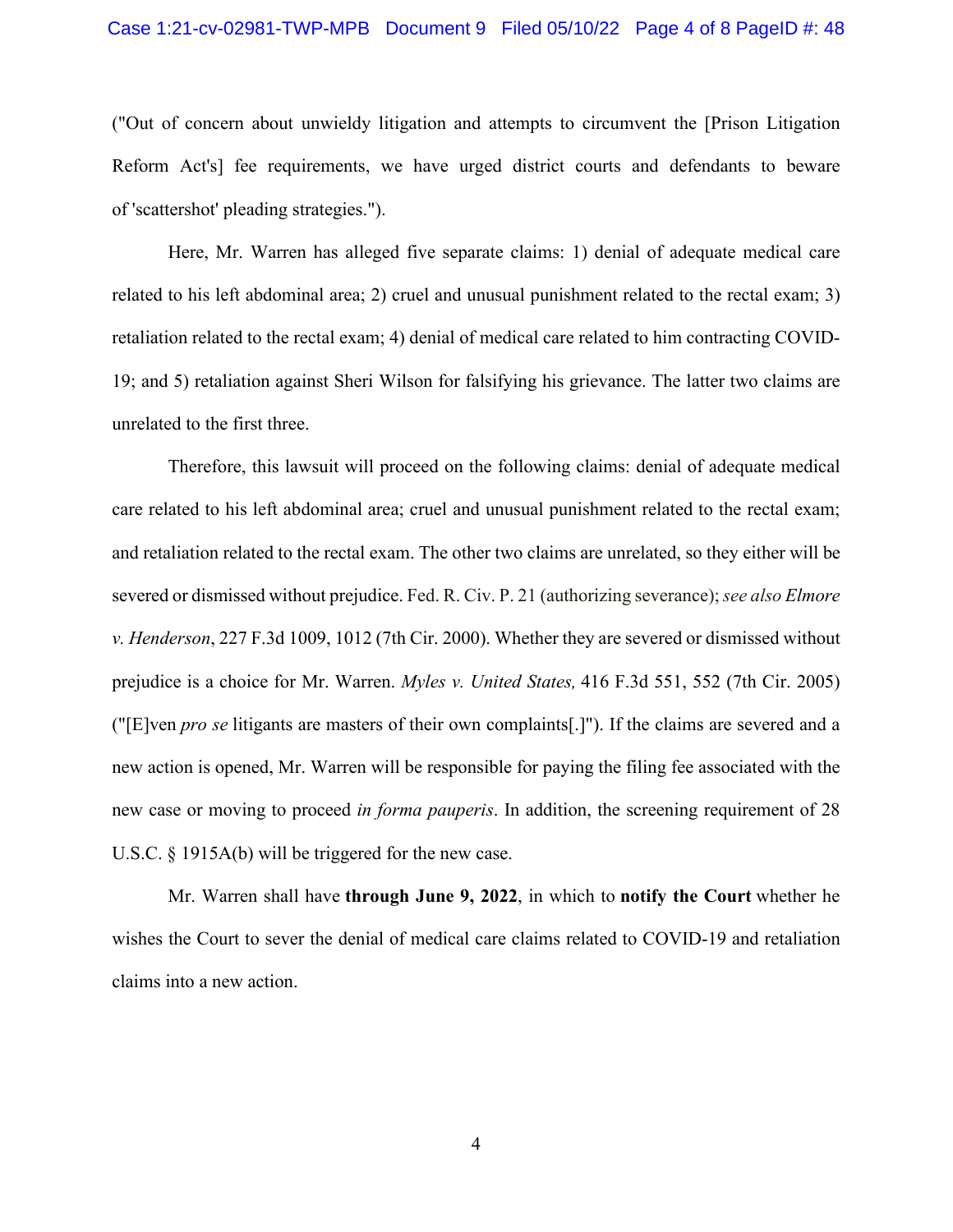("Out of concern about unwieldy litigation and attempts to circumvent the [Prison Litigation Reform Act's] fee requirements, we have urged district courts and defendants to beware of 'scattershot' pleading strategies.").

Here, Mr. Warren has alleged five separate claims: 1) denial of adequate medical care related to his left abdominal area; 2) cruel and unusual punishment related to the rectal exam; 3) retaliation related to the rectal exam; 4) denial of medical care related to him contracting COVID-19; and 5) retaliation against Sheri Wilson for falsifying his grievance. The latter two claims are unrelated to the first three.

Therefore, this lawsuit will proceed on the following claims: denial of adequate medical care related to his left abdominal area; cruel and unusual punishment related to the rectal exam; and retaliation related to the rectal exam. The other two claims are unrelated, so they either will be severed or dismissed without prejudice. Fed. R. Civ. P. 21 (authorizing severance); *see also Elmore v. Henderson*, 227 F.3d 1009, 1012 (7th Cir. 2000). Whether they are severed or dismissed without prejudice is a choice for Mr. Warren. *Myles v. United States,* 416 F.3d 551, 552 (7th Cir. 2005) ("[E]ven *pro se* litigants are masters of their own complaints[.]"). If the claims are severed and a new action is opened, Mr. Warren will be responsible for paying the filing fee associated with the new case or moving to proceed *in forma pauperis*. In addition, the screening requirement of 28 U.S.C. § 1915A(b) will be triggered for the new case.

Mr. Warren shall have **through June 9, 2022**, in which to **notify the Court** whether he wishes the Court to sever the denial of medical care claims related to COVID-19 and retaliation claims into a new action.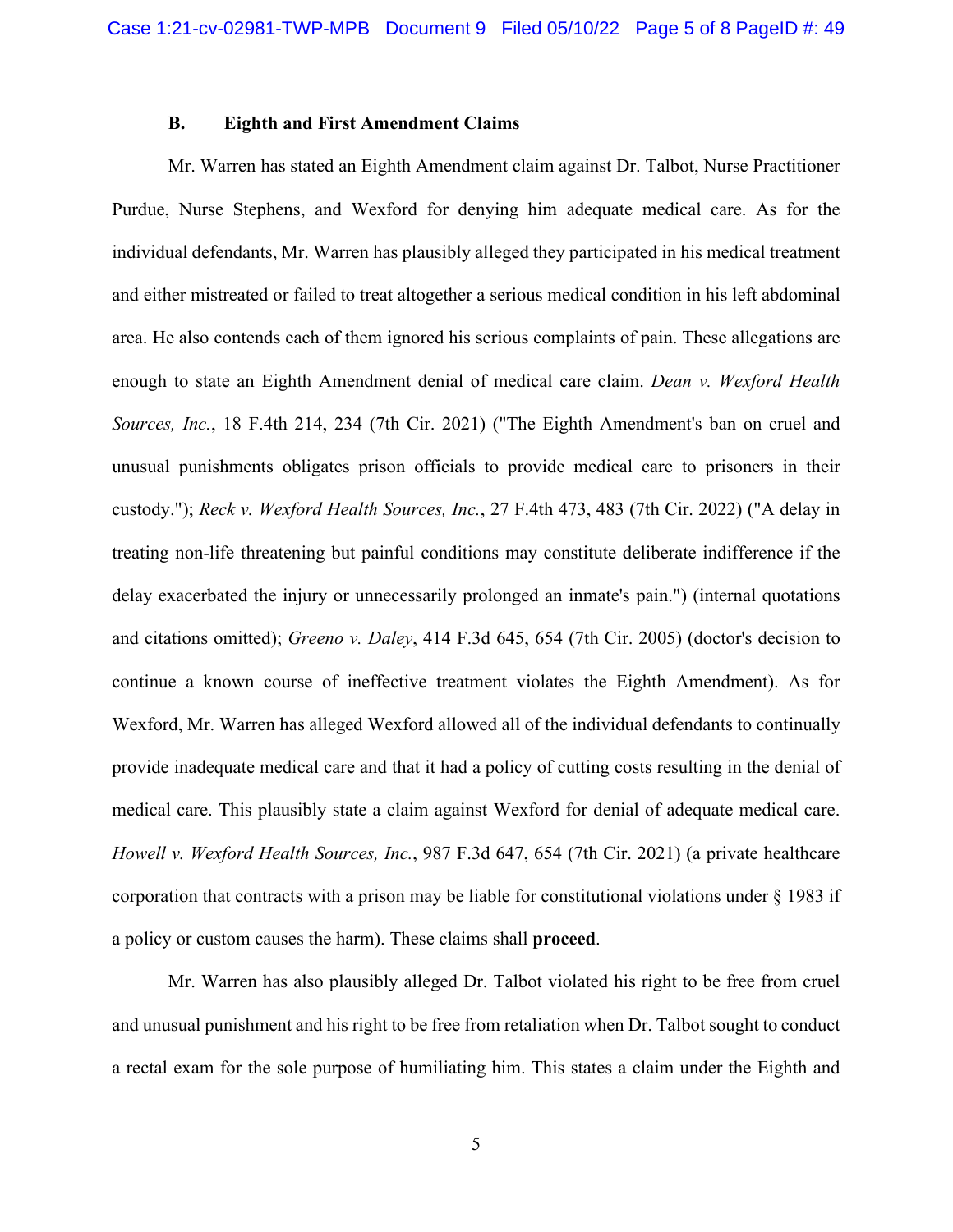### B. Eighth and First Amendment Claims

Mr. Warren has stated an Eighth Amendment claim against Dr. Talbot, Nurse Practitioner Purdue, Nurse Stephens, and Wexford for denying him adequate medical care. As for the individual defendants, Mr. Warren has plausibly alleged they participated in his medical treatment and either mistreated or failed to treat altogether a serious medical condition in his left abdominal area. He also contends each of them ignored his serious complaints of pain. These allegations are enough to state an Eighth Amendment denial of medical care claim. *Dean v. Wexford Health Sources, Inc.*, 18 F.4th 214, 234 (7th Cir. 2021) ("The Eighth Amendment's ban on cruel and unusual punishments obligates prison officials to provide medical care to prisoners in their custody."); *Reck v. Wexford Health Sources, Inc.*, 27 F.4th 473, 483 (7th Cir. 2022) ("A delay in treating non-life threatening but painful conditions may constitute deliberate indifference if the delay exacerbated the injury or unnecessarily prolonged an inmate's pain.") (internal quotations and citations omitted); *Greeno v. Daley*, 414 F.3d 645, 654 (7th Cir. 2005) (doctor's decision to continue a known course of ineffective treatment violates the Eighth Amendment). As for Wexford, Mr. Warren has alleged Wexford allowed all of the individual defendants to continually provide inadequate medical care and that it had a policy of cutting costs resulting in the denial of medical care. This plausibly state a claim against Wexford for denial of adequate medical care. *Howell v. Wexford Health Sources, Inc.*, 987 F.3d 647, 654 (7th Cir. 2021) (a private healthcare corporation that contracts with a prison may be liable for constitutional violations under § 1983 if a policy or custom causes the harm). These claims shall **proceed**.

Mr. Warren has also plausibly alleged Dr. Talbot violated his right to be free from cruel and unusual punishment and his right to be free from retaliation when Dr. Talbot sought to conduct a rectal exam for the sole purpose of humiliating him. This states a claim under the Eighth and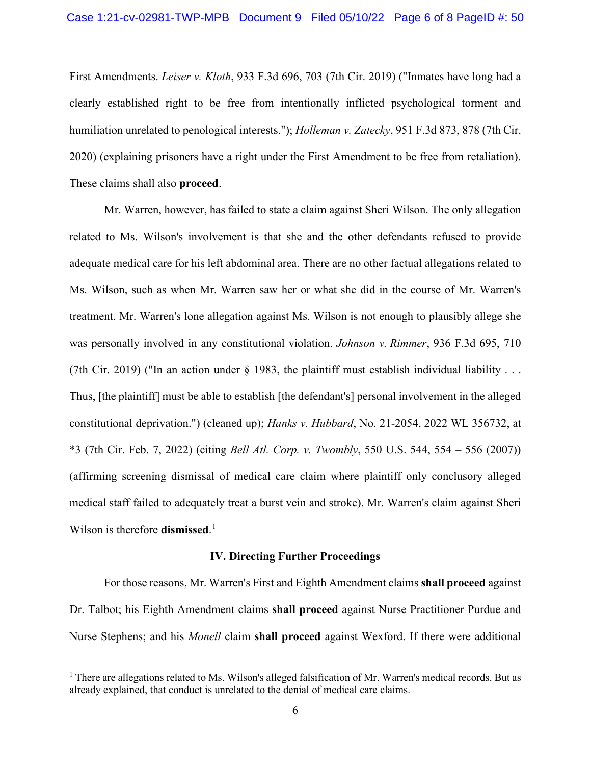First Amendments. *Leiser v. Kloth*, 933 F.3d 696, 703 (7th Cir. 2019) ("Inmates have long had a clearly established right to be free from intentionally inflicted psychological torment and humiliation unrelated to penological interests."); *Holleman v. Zatecky*, 951 F.3d 873, 878 (7th Cir. 2020) (explaining prisoners have a right under the First Amendment to be free from retaliation). These claims shall also **proceed**.

Mr. Warren, however, has failed to state a claim against Sheri Wilson. The only allegation related to Ms. Wilson's involvement is that she and the other defendants refused to provide adequate medical care for his left abdominal area. There are no other factual allegations related to Ms. Wilson, such as when Mr. Warren saw her or what she did in the course of Mr. Warren's treatment. Mr. Warren's lone allegation against Ms. Wilson is not enough to plausibly allege she was personally involved in any constitutional violation. *Johnson v. Rimmer*, 936 F.3d 695, 710 (7th Cir. 2019) ("In an action under § 1983, the plaintiff must establish individual liability . . . Thus, [the plaintiff] must be able to establish [the defendant's] personal involvement in the alleged constitutional deprivation.") (cleaned up); *Hanks v. Hubbard*, No. 21-2054, 2022 WL 356732, at *3 (7th Cir. Feb. 7, 2022) (citing *Bell Atl. Corp. v. Twombly*, 550 U.S. 544, 554 – 556 (2007)) (affirming screening dismissal of medical care claim where plaintiff only conclusory alleged medical staff failed to adequately treat a burst vein and stroke). Mr. Warren's claim against Sheri Wilson is therefore **dismissed**.[1]

### IV. Directing Further Proceedings

For those reasons, Mr. Warren's First and Eighth Amendment claims **shall proceed** against Dr. Talbot; his Eighth Amendment claims **shall proceed** against Nurse Practitioner Purdue and Nurse Stephens; and his *Monell* claim **shall proceed** against Wexford. If there were additional

[1] There are allegations related to Ms. Wilson's alleged falsification of Mr. Warren's medical records. But as already explained, that conduct is unrelated to the denial of medical care claims.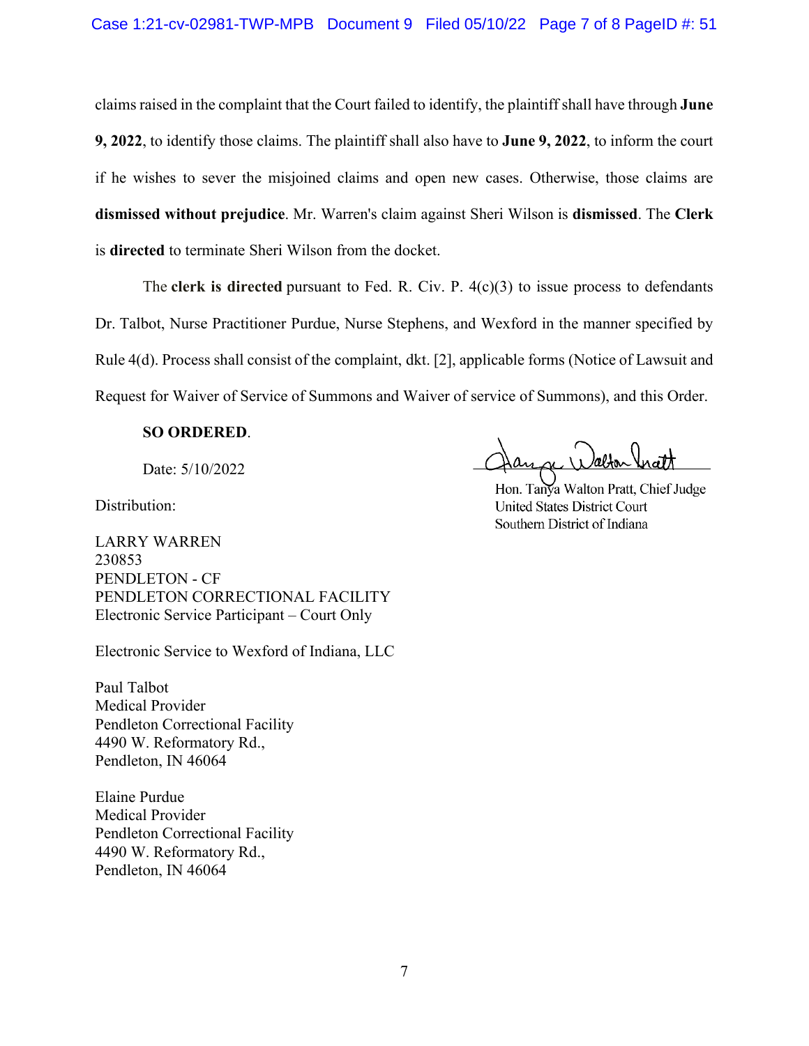claims raised in the complaint that the Court failed to identify, the plaintiff shall have through **June 9, 2022**, to identify those claims. The plaintiff shall also have to **June 9, 2022**, to inform the court if he wishes to sever the misjoined claims and open new cases. Otherwise, those claims are **dismissed without prejudice**. Mr. Warren's claim against Sheri Wilson is **dismissed**. The **Clerk** is **directed** to terminate Sheri Wilson from the docket.

The **clerk is directed** pursuant to Fed. R. Civ. P. 4(c)(3) to issue process to defendants Dr. Talbot, Nurse Practitioner Purdue, Nurse Stephens, and Wexford in the manner specified by Rule 4(d). Process shall consist of the complaint, dkt. [2], applicable forms (Notice of Lawsuit and Request for Waiver of Service of Summons and Waiver of service of Summons), and this Order.

**SO ORDERED**.

Date: 5/10/2022

Hon. Tanya Walton Pratt, Chief Judge
United States District Court
Southern District of Indiana

Distribution:

LARRY WARREN
230853
PENDLETON - CF
PENDLETON CORRECTIONAL FACILITY
Electronic Service Participant – Court Only

Electronic Service to Wexford of Indiana, LLC

Paul Talbot
Medical Provider
Pendleton Correctional Facility
4490 W. Reformatory Rd.,
Pendleton, IN 46064

Elaine Purdue
Medical Provider
Pendleton Correctional Facility
4490 W. Reformatory Rd.,
Pendleton, IN 46064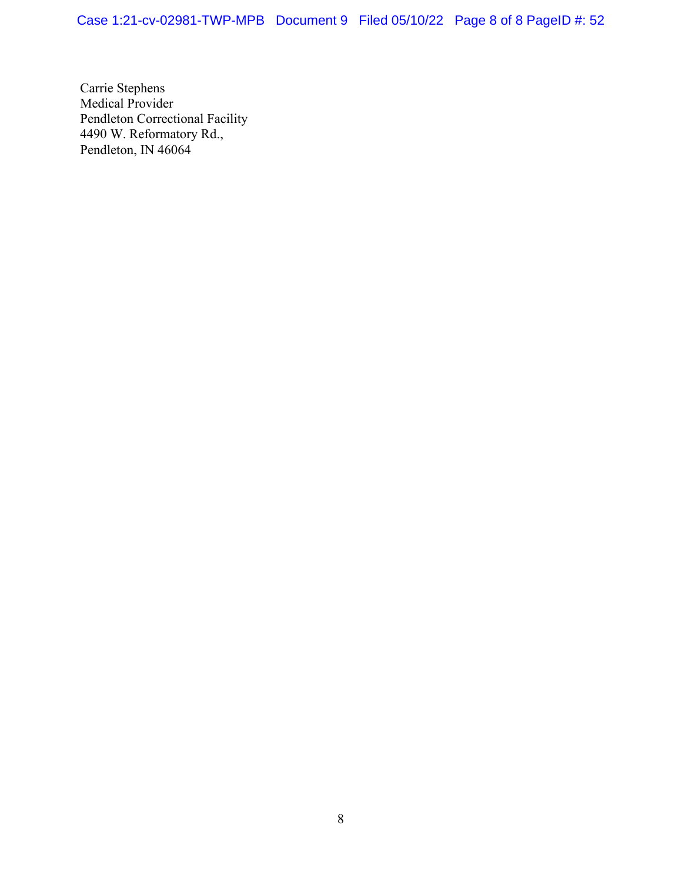Carrie Stephens
Medical Provider
Pendleton Correctional Facility
4490 W. Reformatory Rd.,
Pendleton, IN 46064